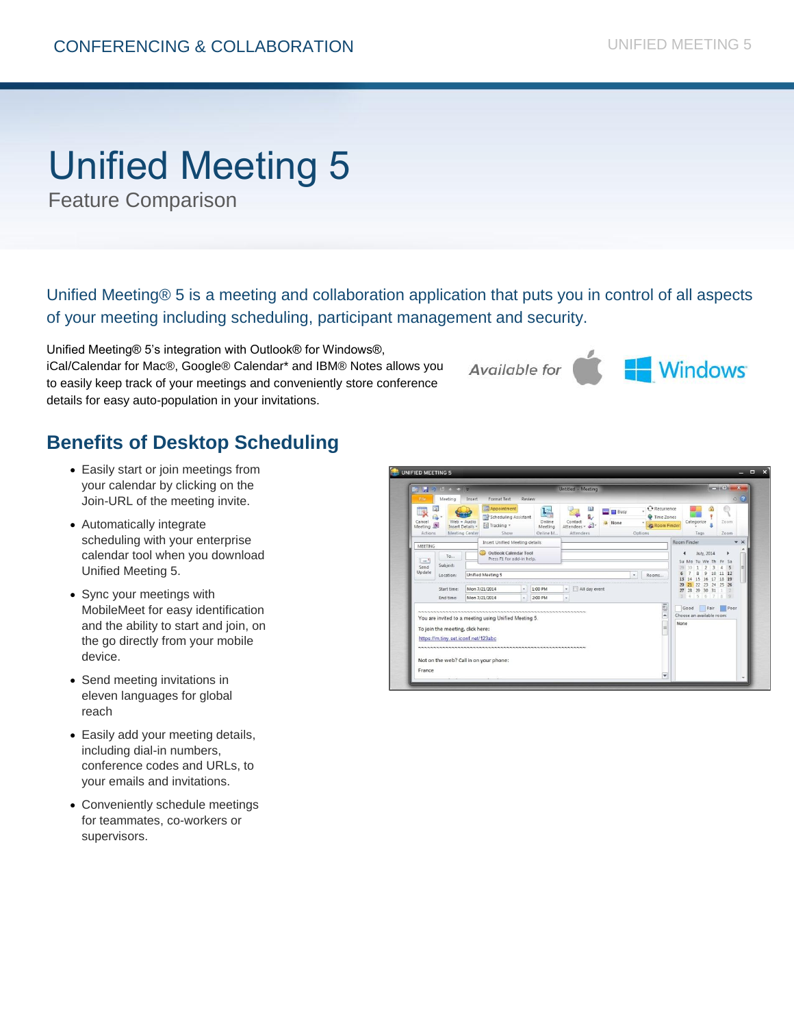CONFERENCING & COLLABORATION

# Unified Meeting 5

Feature Comparison

Unified Meeting® 5 is a meeting and collaboration application that puts you in control of all aspects of your meeting including scheduling, participant management and security.

Unified Meeting® 5's integration with Outlook® for Windows®, iCal/Calendar for Mac®, Google® Calendar* and IBM® Notes allows you to easily keep track of your meetings and conveniently store conference details for easy auto-population in your invitations.

Available for Windows

## Benefits of Desktop Scheduling

- Easily start or join meetings from your calendar by clicking on the Join-URL of the meeting invite.
- Automatically integrate scheduling with your enterprise calendar tool when you download Unified Meeting 5.
- Sync your meetings with MobileMeet for easy identification and the ability to start and join, on the go directly from your mobile device.
- Send meeting invitations in eleven languages for global reach
- Easily add your meeting details, including dial-in numbers, conference codes and URLs, to your emails and invitations.
- Conveniently schedule meetings for teammates, co-workers or supervisors.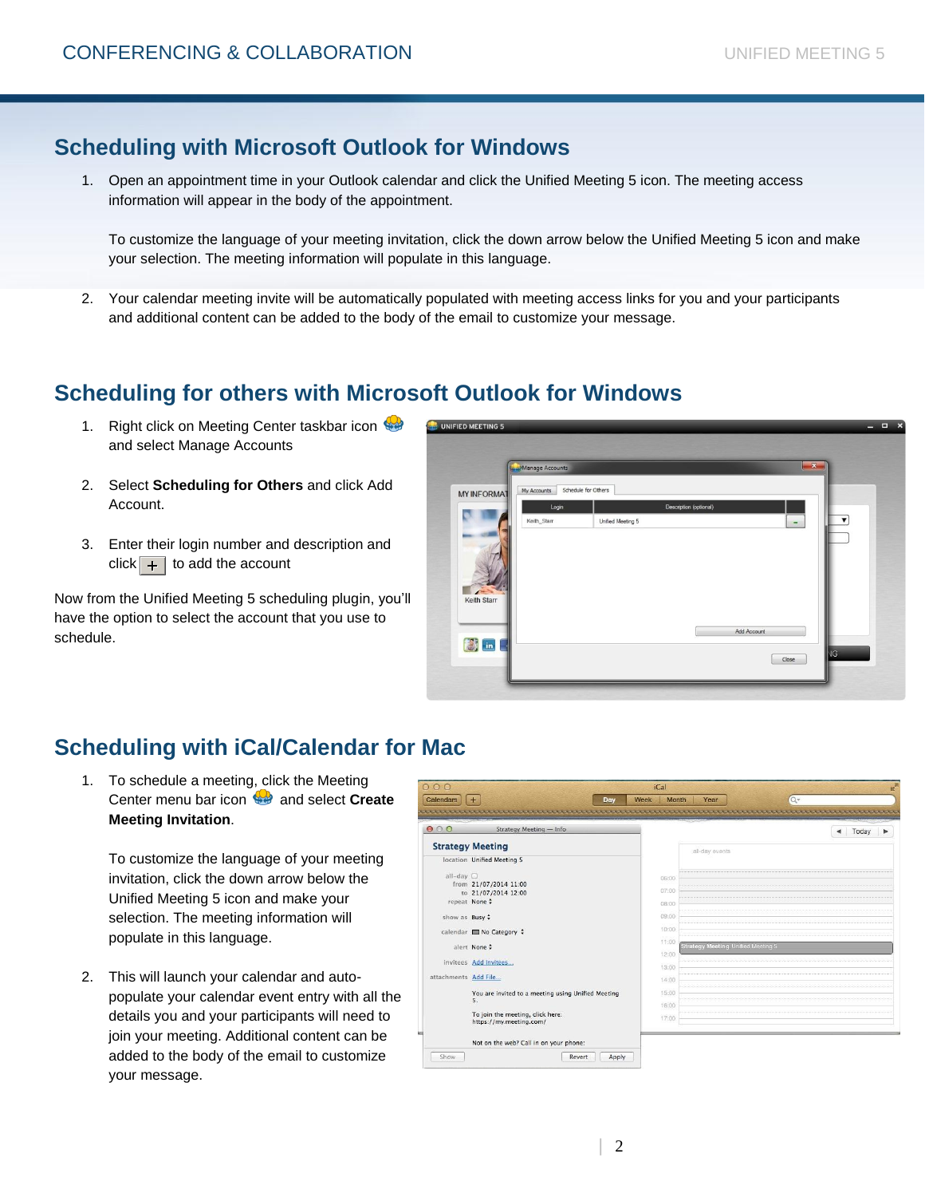## Scheduling with Microsoft Outlook for Windows

1. Open an appointment time in your Outlook calendar and click the Unified Meeting 5 icon. The meeting access information will appear in the body of the appointment.

   To customize the language of your meeting invitation, click the down arrow below the Unified Meeting 5 icon and make your selection. The meeting information will populate in this language.

2. Your calendar meeting invite will be automatically populated with meeting access links for you and your participants and additional content can be added to the body of the email to customize your message.

## Scheduling for others with Microsoft Outlook for Windows

1. Right click on Meeting Center taskbar icon and select Manage Accounts
2. Select **Scheduling for Others** and click Add Account.
3. Enter their login number and description and click + to add the account

Now from the Unified Meeting 5 scheduling plugin, you'll have the option to select the account that you use to schedule.

## Scheduling with iCal/Calendar for Mac

1. To schedule a meeting, click the Meeting Center menu bar icon and select **Create Meeting Invitation**.

   To customize the language of your meeting invitation, click the down arrow below the Unified Meeting 5 icon and make your selection. The meeting information will populate in this language.

2. This will launch your calendar and auto-populate your calendar event entry with all the details you and your participants will need to join your meeting. Additional content can be added to the body of the email to customize your message.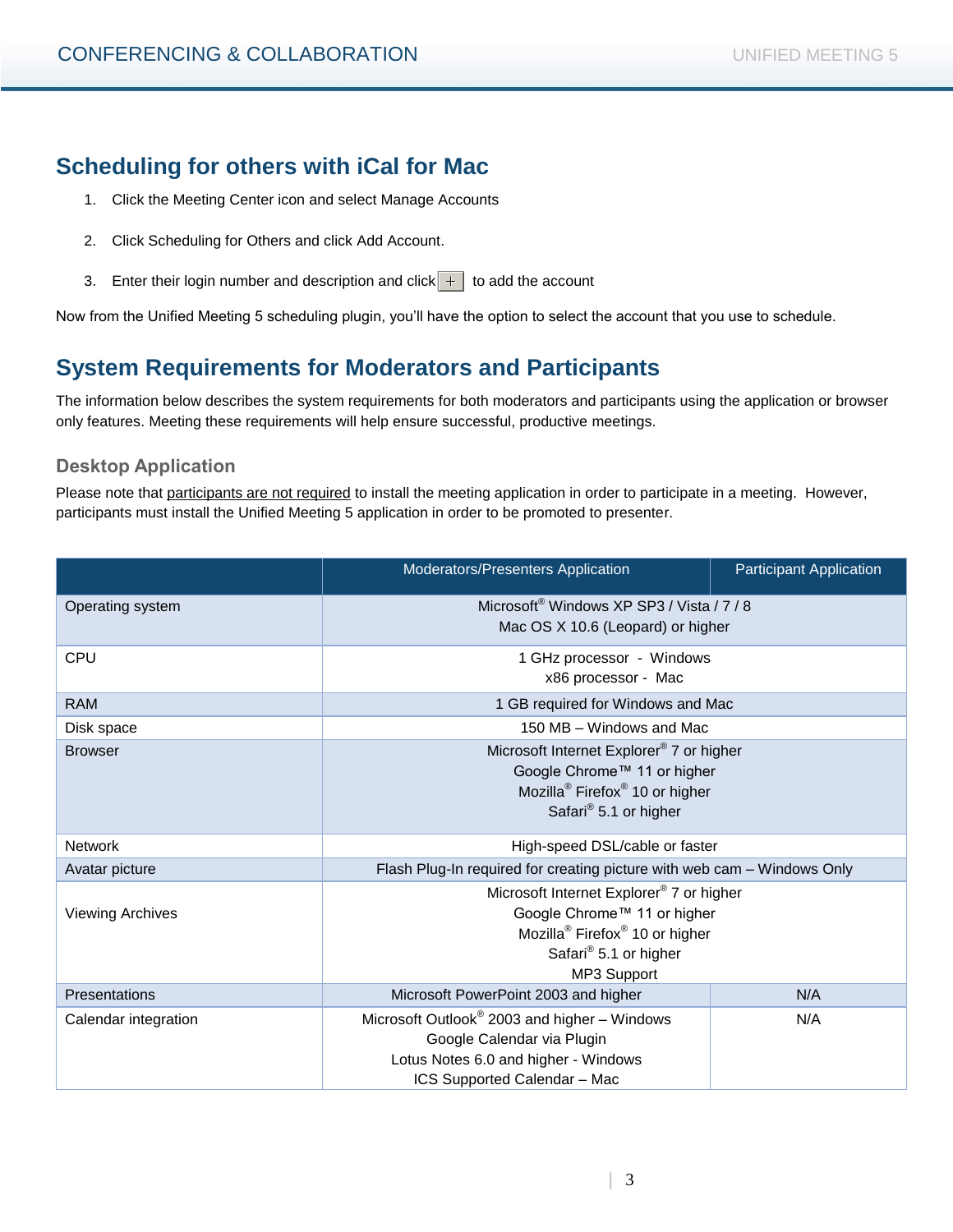## Scheduling for others with iCal for Mac

1. Click the Meeting Center icon and select Manage Accounts
2. Click Scheduling for Others and click Add Account.
3. Enter their login number and description and click [+] to add the account

Now from the Unified Meeting 5 scheduling plugin, you'll have the option to select the account that you use to schedule.

## System Requirements for Moderators and Participants

The information below describes the system requirements for both moderators and participants using the application or browser only features. Meeting these requirements will help ensure successful, productive meetings.

### Desktop Application

Please note that participants are not required to install the meeting application in order to participate in a meeting. However, participants must install the Unified Meeting 5 application in order to be promoted to presenter.

| | Moderators/Presenters Application | Participant Application |
|---|---|---|
| Operating system | Microsoft® Windows XP SP3 / Vista / 7 / 8<br>Mac OS X 10.6 (Leopard) or higher | |
| CPU | 1 GHz processor - Windows<br>x86 processor - Mac | |
| RAM | 1 GB required for Windows and Mac | |
| Disk space | 150 MB – Windows and Mac | |
| Browser | Microsoft Internet Explorer® 7 or higher<br>Google Chrome™ 11 or higher<br>Mozilla® Firefox® 10 or higher<br>Safari® 5.1 or higher | |
| Network | High-speed DSL/cable or faster | |
| Avatar picture | Flash Plug-In required for creating picture with web cam – Windows Only | |
| Viewing Archives | Microsoft Internet Explorer® 7 or higher<br>Google Chrome™ 11 or higher<br>Mozilla® Firefox® 10 or higher<br>Safari® 5.1 or higher<br>MP3 Support | |
| Presentations | Microsoft PowerPoint 2003 and higher | N/A |
| Calendar integration | Microsoft Outlook® 2003 and higher – Windows<br>Google Calendar via Plugin<br>Lotus Notes 6.0 and higher - Windows<br>ICS Supported Calendar – Mac | N/A |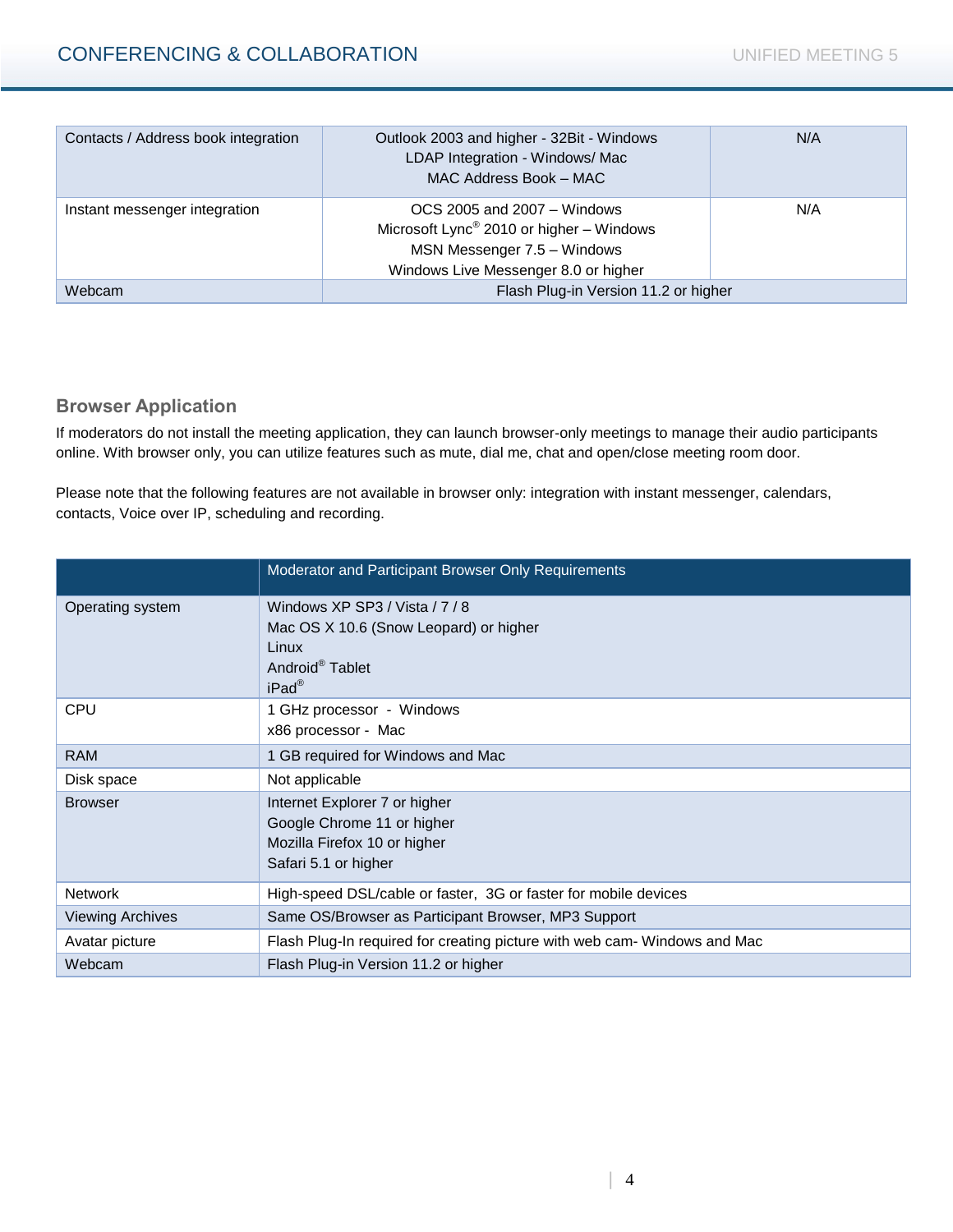| | | |
|---|---|---|
| Contacts / Address book integration | Outlook 2003 and higher - 32Bit - Windows<br>LDAP Integration - Windows/ Mac<br>MAC Address Book – MAC | N/A |
| Instant messenger integration | OCS 2005 and 2007 – Windows<br>Microsoft Lync® 2010 or higher – Windows<br>MSN Messenger 7.5 – Windows<br>Windows Live Messenger 8.0 or higher | N/A |
| Webcam | Flash Plug-in Version 11.2 or higher | |

## Browser Application

If moderators do not install the meeting application, they can launch browser-only meetings to manage their audio participants online. With browser only, you can utilize features such as mute, dial me, chat and open/close meeting room door.

Please note that the following features are not available in browser only: integration with instant messenger, calendars, contacts, Voice over IP, scheduling and recording.

| | Moderator and Participant Browser Only Requirements |
|---|---|
| Operating system | Windows XP SP3 / Vista / 7 / 8<br>Mac OS X 10.6 (Snow Leopard) or higher<br>Linux<br>Android® Tablet<br>iPad® |
| CPU | 1 GHz processor - Windows<br>x86 processor - Mac |
| RAM | 1 GB required for Windows and Mac |
| Disk space | Not applicable |
| Browser | Internet Explorer 7 or higher<br>Google Chrome 11 or higher<br>Mozilla Firefox 10 or higher<br>Safari 5.1 or higher |
| Network | High-speed DSL/cable or faster, 3G or faster for mobile devices |
| Viewing Archives | Same OS/Browser as Participant Browser, MP3 Support |
| Avatar picture | Flash Plug-In required for creating picture with web cam- Windows and Mac |
| Webcam | Flash Plug-in Version 11.2 or higher |